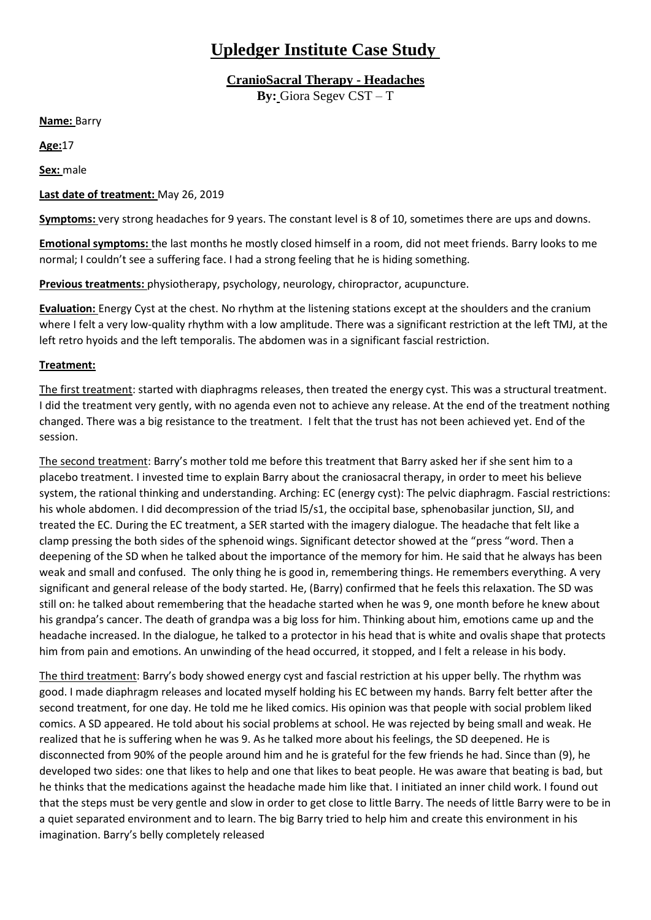# Upledger Institute Case Study

**CranioSacral Therapy - Headaches**

**By:** Giora Segev CST – T

**Name:** Barry

**Age:** 17

**Sex:** male

**Last date of treatment:** May 26, 2019

**Symptoms:** very strong headaches for 9 years. The constant level is 8 of 10, sometimes there are ups and downs.

**Emotional symptoms:** the last months he mostly closed himself in a room, did not meet friends. Barry looks to me normal; I couldn't see a suffering face. I had a strong feeling that he is hiding something.

**Previous treatments:** physiotherapy, psychology, neurology, chiropractor, acupuncture.

**Evaluation:** Energy Cyst at the chest. No rhythm at the listening stations except at the shoulders and the cranium where I felt a very low-quality rhythm with a low amplitude. There was a significant restriction at the left TMJ, at the left retro hyoids and the left temporalis. The abdomen was in a significant fascial restriction.

**Treatment:**

The first treatment: started with diaphragms releases, then treated the energy cyst. This was a structural treatment. I did the treatment very gently, with no agenda even not to achieve any release. At the end of the treatment nothing changed. There was a big resistance to the treatment. I felt that the trust has not been achieved yet. End of the session.

The second treatment: Barry's mother told me before this treatment that Barry asked her if she sent him to a placebo treatment. I invested time to explain Barry about the craniosacral therapy, in order to meet his believe system, the rational thinking and understanding. Arching: EC (energy cyst): The pelvic diaphragm. Fascial restrictions: his whole abdomen. I did decompression of the triad l5/s1, the occipital base, sphenobasilar junction, SIJ, and treated the EC. During the EC treatment, a SER started with the imagery dialogue. The headache that felt like a clamp pressing the both sides of the sphenoid wings. Significant detector showed at the "press "word. Then a deepening of the SD when he talked about the importance of the memory for him. He said that he always has been weak and small and confused. The only thing he is good in, remembering things. He remembers everything. A very significant and general release of the body started. He, (Barry) confirmed that he feels this relaxation. The SD was still on: he talked about remembering that the headache started when he was 9, one month before he knew about his grandpa's cancer. The death of grandpa was a big loss for him. Thinking about him, emotions came up and the headache increased. In the dialogue, he talked to a protector in his head that is white and ovalis shape that protects him from pain and emotions. An unwinding of the head occurred, it stopped, and I felt a release in his body.

The third treatment: Barry's body showed energy cyst and fascial restriction at his upper belly. The rhythm was good. I made diaphragm releases and located myself holding his EC between my hands. Barry felt better after the second treatment, for one day. He told me he liked comics. His opinion was that people with social problem liked comics. A SD appeared. He told about his social problems at school. He was rejected by being small and weak. He realized that he is suffering when he was 9. As he talked more about his feelings, the SD deepened. He is disconnected from 90% of the people around him and he is grateful for the few friends he had. Since than (9), he developed two sides: one that likes to help and one that likes to beat people. He was aware that beating is bad, but he thinks that the medications against the headache made him like that. I initiated an inner child work. I found out that the steps must be very gentle and slow in order to get close to little Barry. The needs of little Barry were to be in a quiet separated environment and to learn. The big Barry tried to help him and create this environment in his imagination. Barry's belly completely released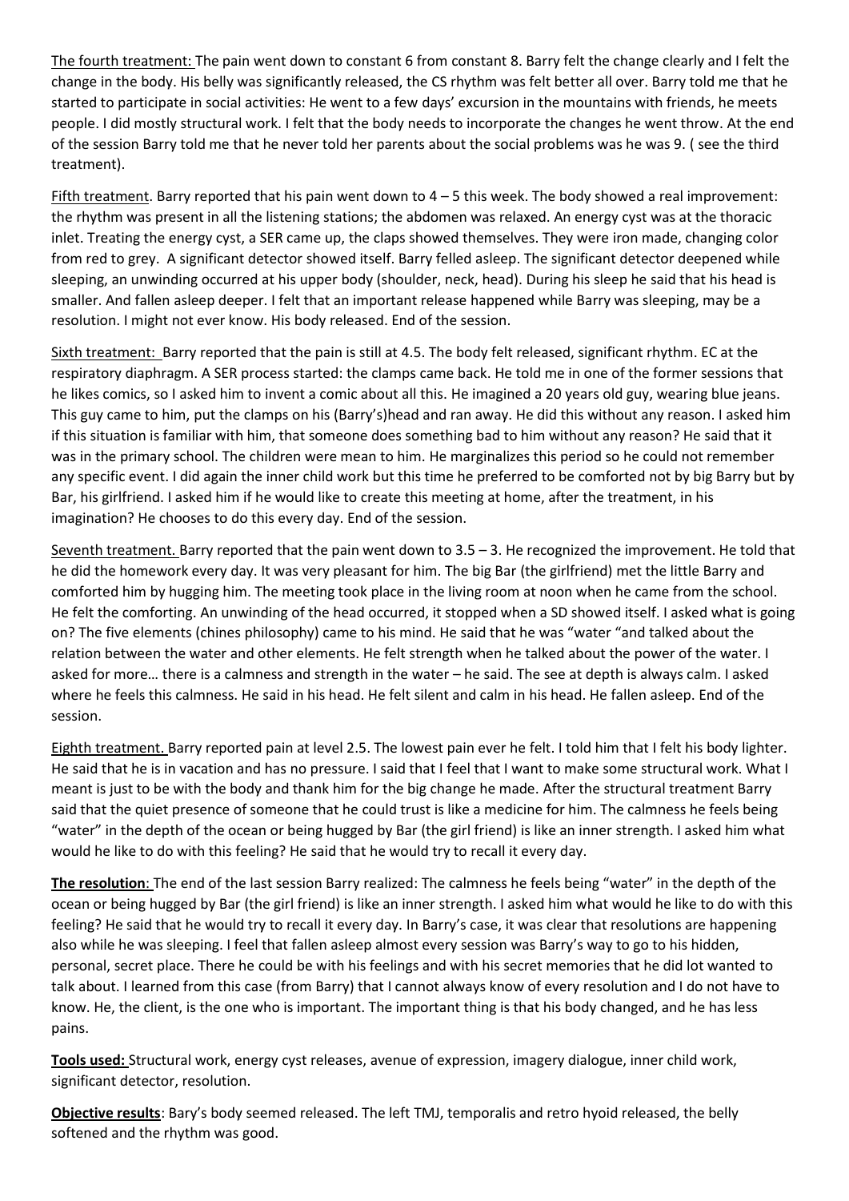The fourth treatment: The pain went down to constant 6 from constant 8. Barry felt the change clearly and I felt the change in the body. His belly was significantly released, the CS rhythm was felt better all over. Barry told me that he started to participate in social activities: He went to a few days' excursion in the mountains with friends, he meets people. I did mostly structural work. I felt that the body needs to incorporate the changes he went throw. At the end of the session Barry told me that he never told her parents about the social problems was he was 9. ( see the third treatment).

Fifth treatment. Barry reported that his pain went down to 4 – 5 this week. The body showed a real improvement: the rhythm was present in all the listening stations; the abdomen was relaxed. An energy cyst was at the thoracic inlet. Treating the energy cyst, a SER came up, the claps showed themselves. They were iron made, changing color from red to grey. A significant detector showed itself. Barry felled asleep. The significant detector deepened while sleeping, an unwinding occurred at his upper body (shoulder, neck, head). During his sleep he said that his head is smaller. And fallen asleep deeper. I felt that an important release happened while Barry was sleeping, may be a resolution. I might not ever know. His body released. End of the session.

Sixth treatment: Barry reported that the pain is still at 4.5. The body felt released, significant rhythm. EC at the respiratory diaphragm. A SER process started: the clamps came back. He told me in one of the former sessions that he likes comics, so I asked him to invent a comic about all this. He imagined a 20 years old guy, wearing blue jeans. This guy came to him, put the clamps on his (Barry's)head and ran away. He did this without any reason. I asked him if this situation is familiar with him, that someone does something bad to him without any reason? He said that it was in the primary school. The children were mean to him. He marginalizes this period so he could not remember any specific event. I did again the inner child work but this time he preferred to be comforted not by big Barry but by Bar, his girlfriend. I asked him if he would like to create this meeting at home, after the treatment, in his imagination? He chooses to do this every day. End of the session.

Seventh treatment. Barry reported that the pain went down to 3.5 – 3. He recognized the improvement. He told that he did the homework every day. It was very pleasant for him. The big Bar (the girlfriend) met the little Barry and comforted him by hugging him. The meeting took place in the living room at noon when he came from the school. He felt the comforting. An unwinding of the head occurred, it stopped when a SD showed itself. I asked what is going on? The five elements (chines philosophy) came to his mind. He said that he was "water "and talked about the relation between the water and other elements. He felt strength when he talked about the power of the water. I asked for more… there is a calmness and strength in the water – he said. The see at depth is always calm. I asked where he feels this calmness. He said in his head. He felt silent and calm in his head. He fallen asleep. End of the session.

Eighth treatment. Barry reported pain at level 2.5. The lowest pain ever he felt. I told him that I felt his body lighter. He said that he is in vacation and has no pressure. I said that I feel that I want to make some structural work. What I meant is just to be with the body and thank him for the big change he made. After the structural treatment Barry said that the quiet presence of someone that he could trust is like a medicine for him. The calmness he feels being "water" in the depth of the ocean or being hugged by Bar (the girl friend) is like an inner strength. I asked him what would he like to do with this feeling? He said that he would try to recall it every day.

**The resolution**: The end of the last session Barry realized: The calmness he feels being "water" in the depth of the ocean or being hugged by Bar (the girl friend) is like an inner strength. I asked him what would he like to do with this feeling? He said that he would try to recall it every day. In Barry's case, it was clear that resolutions are happening also while he was sleeping. I feel that fallen asleep almost every session was Barry's way to go to his hidden, personal, secret place. There he could be with his feelings and with his secret memories that he did lot wanted to talk about. I learned from this case (from Barry) that I cannot always know of every resolution and I do not have to know. He, the client, is the one who is important. The important thing is that his body changed, and he has less pains.

**Tools used:** Structural work, energy cyst releases, avenue of expression, imagery dialogue, inner child work, significant detector, resolution.

**Objective results**: Bary's body seemed released. The left TMJ, temporalis and retro hyoid released, the belly softened and the rhythm was good.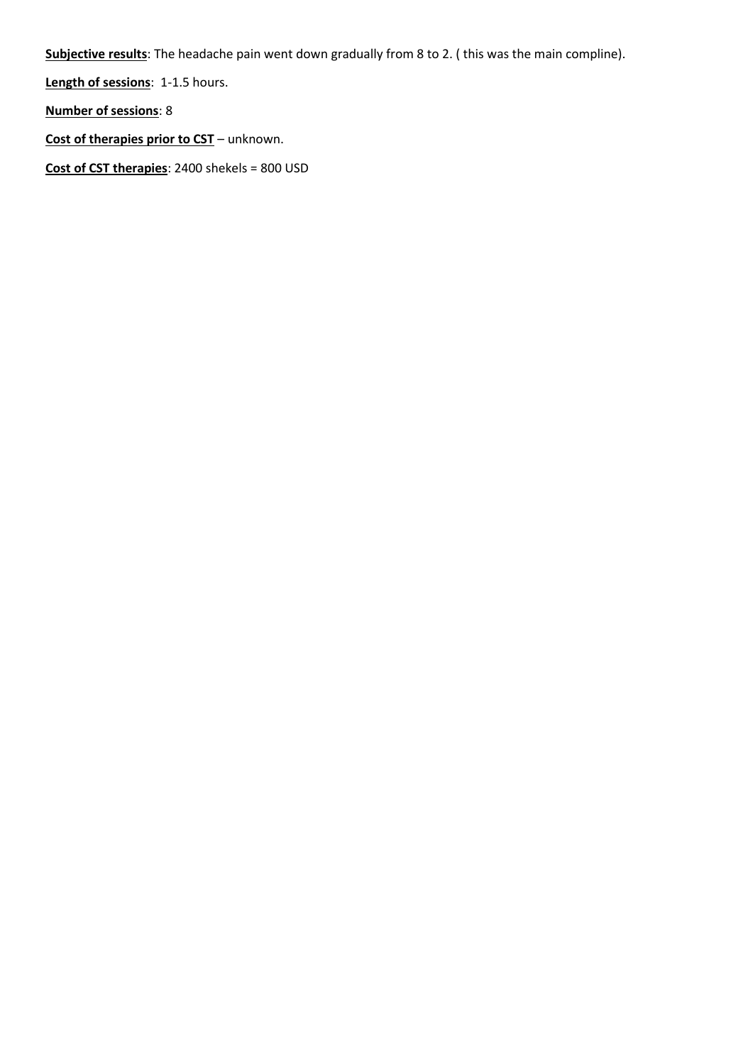**<u>Subjective results</u>**: The headache pain went down gradually from 8 to 2. ( this was the main compline).

**<u>Length of sessions</u>**:  1-1.5 hours.

**<u>Number of sessions</u>**: 8

**<u>Cost of therapies prior to CST</u>** – unknown.

**<u>Cost of CST therapies</u>**: 2400 shekels = 800 USD